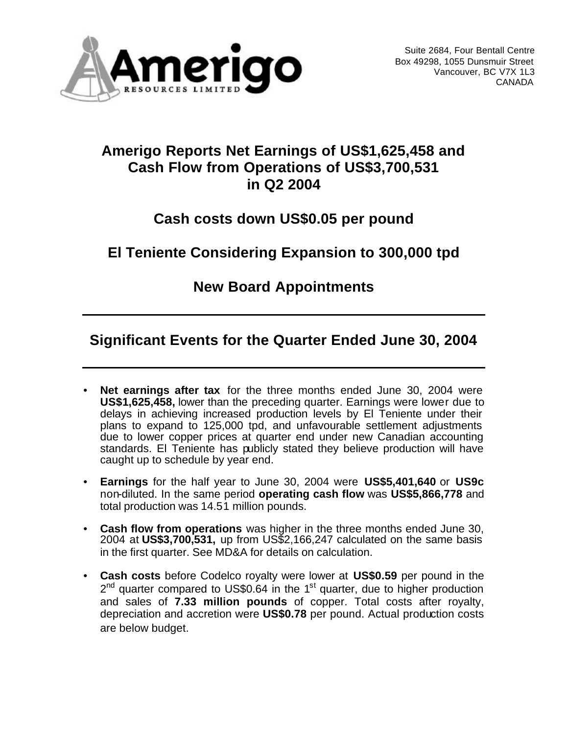Amerigo Resources Limited

Suite 2684, Four Bentall Centre
Box 49298, 1055 Dunsmuir Street
Vancouver, BC V7X 1L3
CANADA

# Amerigo Reports Net Earnings of US$1,625,458 and Cash Flow from Operations of US$3,700,531 in Q2 2004

## Cash costs down US$0.05 per pound

## El Teniente Considering Expansion to 300,000 tpd

## New Board Appointments

---

## Significant Events for the Quarter Ended June 30, 2004

---

- **Net earnings after tax** for the three months ended June 30, 2004 were **US$1,625,458,** lower than the preceding quarter. Earnings were lower due to delays in achieving increased production levels by El Teniente under their plans to expand to 125,000 tpd, and unfavourable settlement adjustments due to lower copper prices at quarter end under new Canadian accounting standards. El Teniente has publicly stated they believe production will have caught up to schedule by year end.
- **Earnings** for the half year to June 30, 2004 were **US$5,401,640** or **US9c** non-diluted. In the same period **operating cash flow** was **US$5,866,778** and total production was 14.51 million pounds.
- **Cash flow from operations** was higher in the three months ended June 30, 2004 at **US$3,700,531,** up from US$2,166,247 calculated on the same basis in the first quarter. See MD&A for details on calculation.
- **Cash costs** before Codelco royalty were lower at **US$0.59** per pound in the 2nd quarter compared to US$0.64 in the 1st quarter, due to higher production and sales of **7.33 million pounds** of copper. Total costs after royalty, depreciation and accretion were **US$0.78** per pound. Actual production costs are below budget.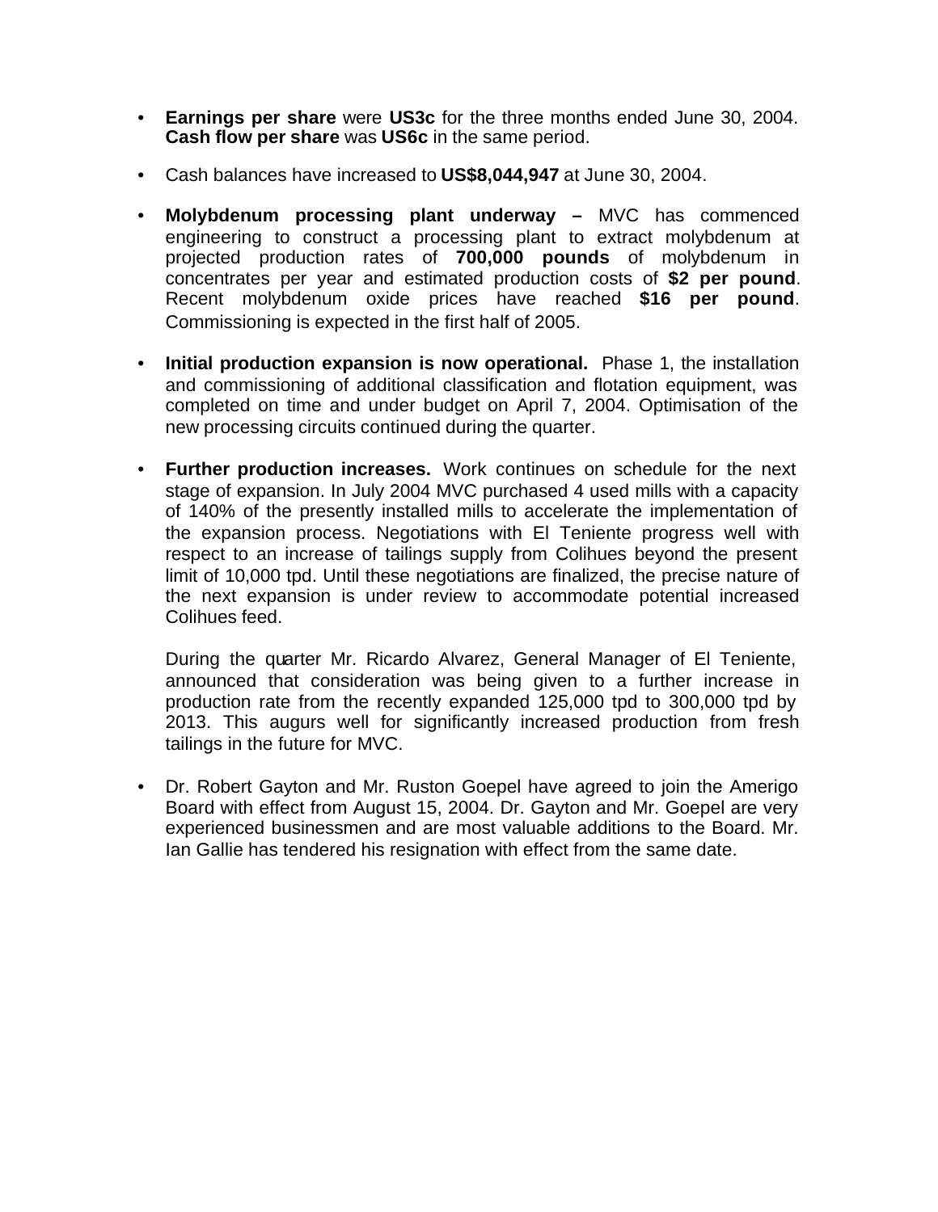- **Earnings per share** were **US3c** for the three months ended June 30, 2004. **Cash flow per share** was **US6c** in the same period.

- Cash balances have increased to **US$8,044,947** at June 30, 2004.

- **Molybdenum processing plant underway –** MVC has commenced engineering to construct a processing plant to extract molybdenum at projected production rates of **700,000 pounds** of molybdenum in concentrates per year and estimated production costs of **$2 per pound**. Recent molybdenum oxide prices have reached **$16 per pound**. Commissioning is expected in the first half of 2005.

- **Initial production expansion is now operational.** Phase 1, the installation and commissioning of additional classification and flotation equipment, was completed on time and under budget on April 7, 2004. Optimisation of the new processing circuits continued during the quarter.

- **Further production increases.** Work continues on schedule for the next stage of expansion. In July 2004 MVC purchased 4 used mills with a capacity of 140% of the presently installed mills to accelerate the implementation of the expansion process. Negotiations with El Teniente progress well with respect to an increase of tailings supply from Colihues beyond the present limit of 10,000 tpd. Until these negotiations are finalized, the precise nature of the next expansion is under review to accommodate potential increased Colihues feed.

  During the quarter Mr. Ricardo Alvarez, General Manager of El Teniente, announced that consideration was being given to a further increase in production rate from the recently expanded 125,000 tpd to 300,000 tpd by 2013. This augurs well for significantly increased production from fresh tailings in the future for MVC.

- Dr. Robert Gayton and Mr. Ruston Goepel have agreed to join the Amerigo Board with effect from August 15, 2004. Dr. Gayton and Mr. Goepel are very experienced businessmen and are most valuable additions to the Board. Mr. Ian Gallie has tendered his resignation with effect from the same date.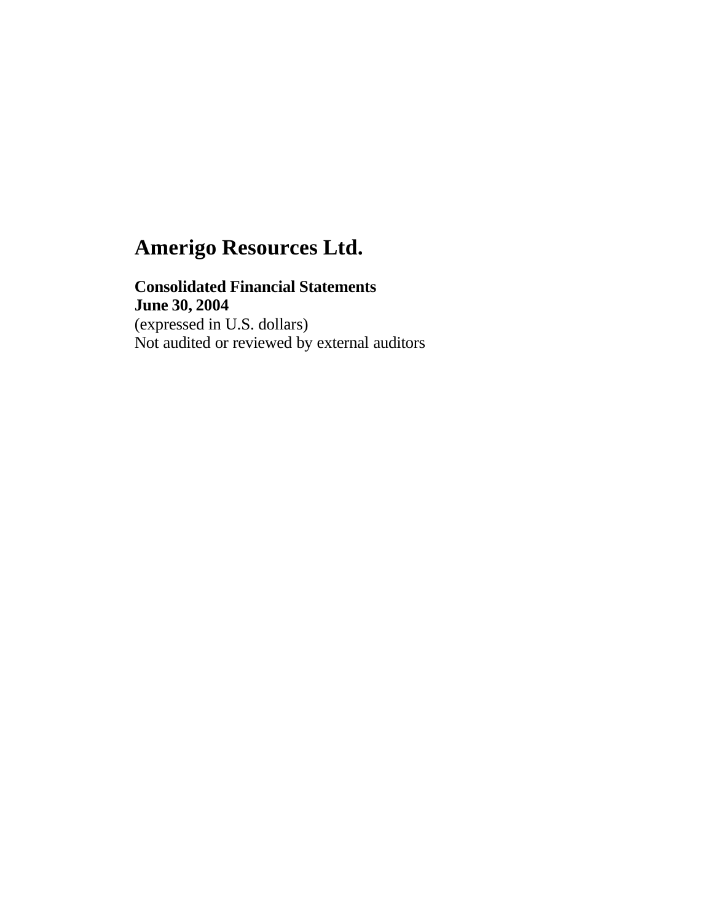# Amerigo Resources Ltd.

**Consolidated Financial Statements**
**June 30, 2004**
(expressed in U.S. dollars)
Not audited or reviewed by external auditors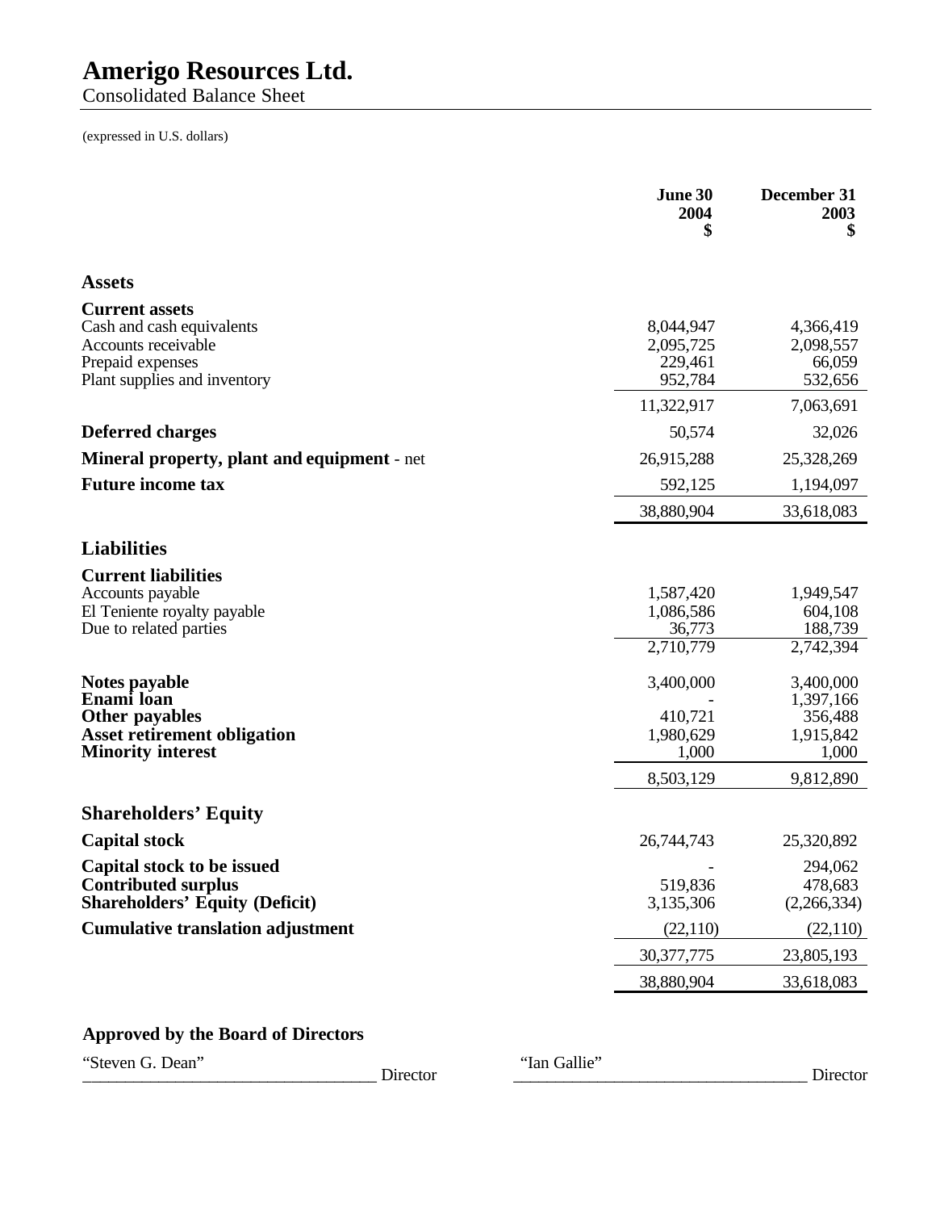# Amerigo Resources Ltd.

Consolidated Balance Sheet

(expressed in U.S. dollars)

| | June 30 2004 $ | December 31 2003 $ |
|---|---|---|
| **Assets** | | |
| **Current assets** | | |
| Cash and cash equivalents | 8,044,947 | 4,366,419 |
| Accounts receivable | 2,095,725 | 2,098,557 |
| Prepaid expenses | 229,461 | 66,059 |
| Plant supplies and inventory | 952,784 | 532,656 |
| | 11,322,917 | 7,063,691 |
| **Deferred charges** | 50,574 | 32,026 |
| **Mineral property, plant and equipment** - net | 26,915,288 | 25,328,269 |
| **Future income tax** | 592,125 | 1,194,097 |
| | 38,880,904 | 33,618,083 |
| **Liabilities** | | |
| **Current liabilities** | | |
| Accounts payable | 1,587,420 | 1,949,547 |
| El Teniente royalty payable | 1,086,586 | 604,108 |
| Due to related parties | 36,773 | 188,739 |
| | 2,710,779 | 2,742,394 |
| **Notes payable** | 3,400,000 | 3,400,000 |
| **Enami loan** | - | 1,397,166 |
| **Other payables** | 410,721 | 356,488 |
| **Asset retirement obligation** | 1,980,629 | 1,915,842 |
| **Minority interest** | 1,000 | 1,000 |
| | 8,503,129 | 9,812,890 |
| **Shareholders' Equity** | | |
| **Capital stock** | 26,744,743 | 25,320,892 |
| **Capital stock to be issued** | - | 294,062 |
| **Contributed surplus** | 519,836 | 478,683 |
| **Shareholders' Equity (Deficit)** | 3,135,306 | (2,266,334) |
| **Cumulative translation adjustment** | (22,110) | (22,110) |
| | 30,377,775 | 23,805,193 |
| | 38,880,904 | 33,618,083 |

**Approved by the Board of Directors**

"Steven G. Dean" \_\_\_\_\_\_\_\_\_\_\_\_\_\_\_\_\_\_\_\_\_\_\_\_\_\_\_\_ Director

"Ian Gallie" \_\_\_\_\_\_\_\_\_\_\_\_\_\_\_\_\_\_\_\_\_\_\_\_\_\_\_\_ Director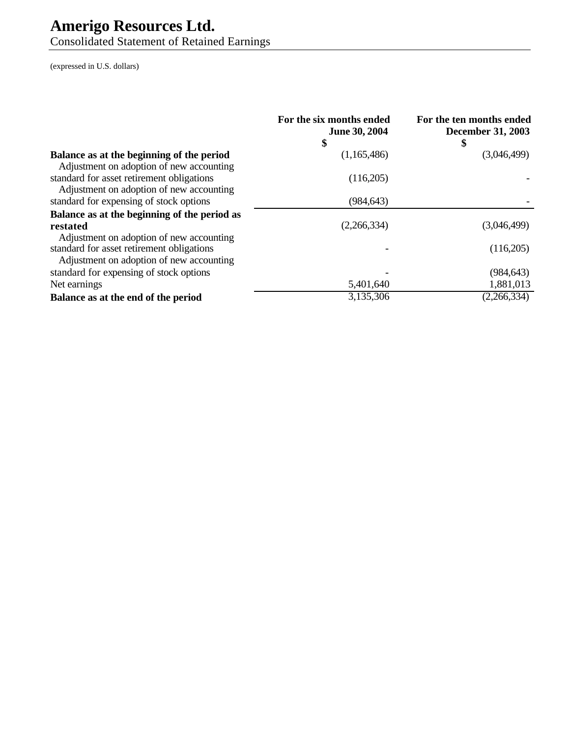# Amerigo Resources Ltd.

Consolidated Statement of Retained Earnings

(expressed in U.S. dollars)

| | For the six months ended June 30, 2004 $ | For the ten months ended December 31, 2003 $ |
|---|---|---|
| **Balance as at the beginning of the period** | (1,165,486) | (3,046,499) |
| Adjustment on adoption of new accounting standard for asset retirement obligations | (116,205) | - |
| Adjustment on adoption of new accounting standard for expensing of stock options | (984,643) | - |
| **Balance as at the beginning of the period as restated** | (2,266,334) | (3,046,499) |
| Adjustment on adoption of new accounting standard for asset retirement obligations | - | (116,205) |
| Adjustment on adoption of new accounting standard for expensing of stock options | - | (984,643) |
| Net earnings | 5,401,640 | 1,881,013 |
| **Balance as at the end of the period** | 3,135,306 | (2,266,334) |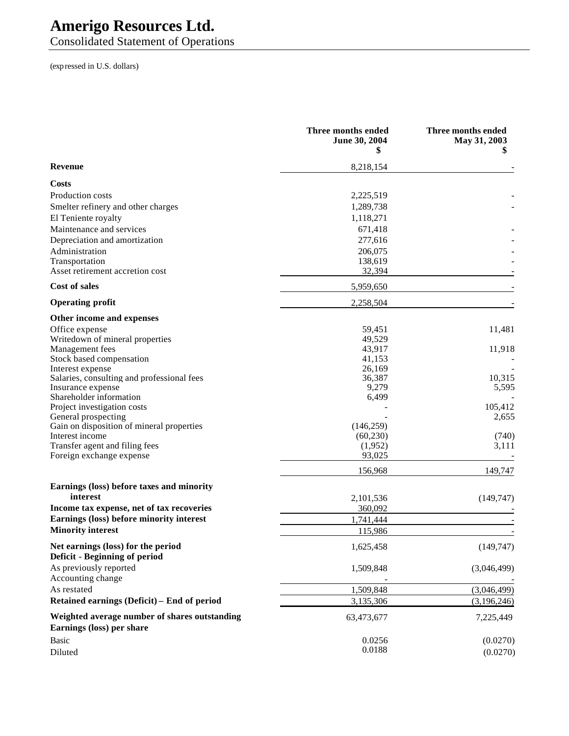# Amerigo Resources Ltd.

## Consolidated Statement of Operations

(expressed in U.S. dollars)

| | Three months ended June 30, 2004 $ | Three months ended May 31, 2003 $ |
|---|---|---|
| **Revenue** | 8,218,154 | - |
| **Costs** | | |
| Production costs | 2,225,519 | - |
| Smelter refinery and other charges | 1,289,738 | - |
| El Teniente royalty | 1,118,271 | |
| Maintenance and services | 671,418 | - |
| Depreciation and amortization | 277,616 | - |
| Administration | 206,075 | - |
| Transportation | 138,619 | - |
| Asset retirement accretion cost | 32,394 | - |
| **Cost of sales** | 5,959,650 | - |
| **Operating profit** | 2,258,504 | - |
| **Other income and expenses** | | |
| Office expense | 59,451 | 11,481 |
| Writedown of mineral properties | 49,529 | |
| Management fees | 43,917 | 11,918 |
| Stock based compensation | 41,153 | - |
| Interest expense | 26,169 | - |
| Salaries, consulting and professional fees | 36,387 | 10,315 |
| Insurance expense | 9,279 | 5,595 |
| Shareholder information | 6,499 | - |
| Project investigation costs | - | 105,412 |
| General prospecting | - | 2,655 |
| Gain on disposition of mineral properties | (146,259) | |
| Interest income | (60,230) | (740) |
| Transfer agent and filing fees | (1,952) | 3,111 |
| Foreign exchange expense | 93,025 | - |
| | 156,968 | 149,747 |
| **Earnings (loss) before taxes and minority interest** | 2,101,536 | (149,747) |
| **Income tax expense, net of tax recoveries** | 360,092 | - |
| **Earnings (loss) before minority interest** | 1,741,444 | - |
| **Minority interest** | 115,986 | - |
| **Net earnings (loss) for the period** | 1,625,458 | (149,747) |
| **Deficit - Beginning of period** | | |
| As previously reported | 1,509,848 | (3,046,499) |
| Accounting change | - | - |
| As restated | 1,509,848 | (3,046,499) |
| **Retained earnings (Deficit) – End of period** | 3,135,306 | (3,196,246) |
| **Weighted average number of shares outstanding** | 63,473,677 | 7,225,449 |
| **Earnings (loss) per share** | | |
| Basic | 0.0256 | (0.0270) |
| Diluted | 0.0188 | (0.0270) |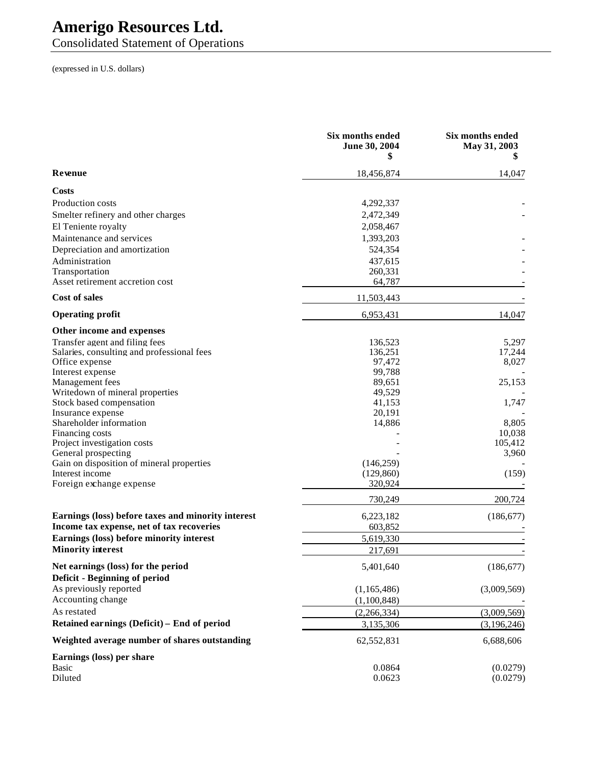# Amerigo Resources Ltd.

## Consolidated Statement of Operations

(expressed in U.S. dollars)

| | Six months ended June 30, 2004 $ | Six months ended May 31, 2003 $ |
|---|---|---|
| **Revenue** | 18,456,874 | 14,047 |
| **Costs** | | |
| Production costs | 4,292,337 | - |
| Smelter refinery and other charges | 2,472,349 | - |
| El Teniente royalty | 2,058,467 | |
| Maintenance and services | 1,393,203 | - |
| Depreciation and amortization | 524,354 | - |
| Administration | 437,615 | - |
| Transportation | 260,331 | - |
| Asset retirement accretion cost | 64,787 | - |
| **Cost of sales** | 11,503,443 | - |
| **Operating profit** | 6,953,431 | 14,047 |
| **Other income and expenses** | | |
| Transfer agent and filing fees | 136,523 | 5,297 |
| Salaries, consulting and professional fees | 136,251 | 17,244 |
| Office expense | 97,472 | 8,027 |
| Interest expense | 99,788 | - |
| Management fees | 89,651 | 25,153 |
| Writedown of mineral properties | 49,529 | - |
| Stock based compensation | 41,153 | 1,747 |
| Insurance expense | 20,191 | - |
| Shareholder information | 14,886 | 8,805 |
| Financing costs | - | 10,038 |
| Project investigation costs | - | 105,412 |
| General prospecting | - | 3,960 |
| Gain on disposition of mineral properties | (146,259) | - |
| Interest income | (129,860) | (159) |
| Foreign exchange expense | 320,924 | - |
| | 730,249 | 200,724 |
| **Earnings (loss) before taxes and minority interest** | 6,223,182 | (186,677) |
| **Income tax expense, net of tax recoveries** | 603,852 | - |
| **Earnings (loss) before minority interest** | 5,619,330 | - |
| **Minority interest** | 217,691 | - |
| **Net earnings (loss) for the period** | 5,401,640 | (186,677) |
| **Deficit - Beginning of period** | | |
| As previously reported | (1,165,486) | (3,009,569) |
| Accounting change | (1,100,848) | - |
| As restated | (2,266,334) | (3,009,569) |
| **Retained earnings (Deficit) – End of period** | 3,135,306 | (3,196,246) |
| **Weighted average number of shares outstanding** | 62,552,831 | 6,688,606 |
| **Earnings (loss) per share** | | |
| Basic | 0.0864 | (0.0279) |
| Diluted | 0.0623 | (0.0279) |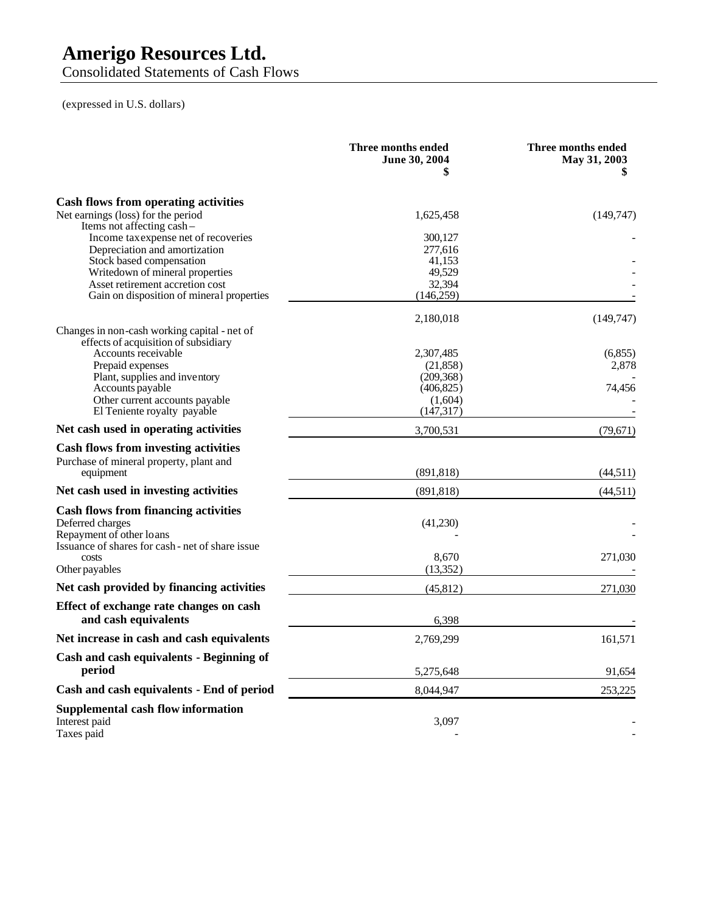# Amerigo Resources Ltd.

Consolidated Statements of Cash Flows

(expressed in U.S. dollars)

| | Three months ended June 30, 2004 $ | Three months ended May 31, 2003 $ |
|---|---|---|
| **Cash flows from operating activities** | | |
| Net earnings (loss) for the period | 1,625,458 | (149,747) |
| Items not affecting cash – | | |
| Income tax expense net of recoveries | 300,127 | - |
| Depreciation and amortization | 277,616 | |
| Stock based compensation | 41,153 | - |
| Writedown of mineral properties | 49,529 | - |
| Asset retirement accretion cost | 32,394 | - |
| Gain on disposition of mineral properties | (146,259) | - |
| | 2,180,018 | (149,747) |
| Changes in non-cash working capital - net of effects of acquisition of subsidiary | | |
| Accounts receivable | 2,307,485 | (6,855) |
| Prepaid expenses | (21,858) | 2,878 |
| Plant, supplies and inventory | (209,368) | - |
| Accounts payable | (406,825) | 74,456 |
| Other current accounts payable | (1,604) | - |
| El Teniente royalty payable | (147,317) | - |
| **Net cash used in operating activities** | 3,700,531 | (79,671) |
| **Cash flows from investing activities** | | |
| Purchase of mineral property, plant and equipment | (891,818) | (44,511) |
| **Net cash used in investing activities** | (891,818) | (44,511) |
| **Cash flows from financing activities** | | |
| Deferred charges | (41,230) | - |
| Repayment of other loans | - | - |
| Issuance of shares for cash - net of share issue costs | 8,670 | 271,030 |
| Other payables | (13,352) | - |
| **Net cash provided by financing activities** | (45,812) | 271,030 |
| **Effect of exchange rate changes on cash and cash equivalents** | 6,398 | - |
| **Net increase in cash and cash equivalents** | 2,769,299 | 161,571 |
| **Cash and cash equivalents - Beginning of period** | 5,275,648 | 91,654 |
| **Cash and cash equivalents - End of period** | 8,044,947 | 253,225 |
| **Supplemental cash flow information** | | |
| Interest paid | 3,097 | - |
| Taxes paid | - | - |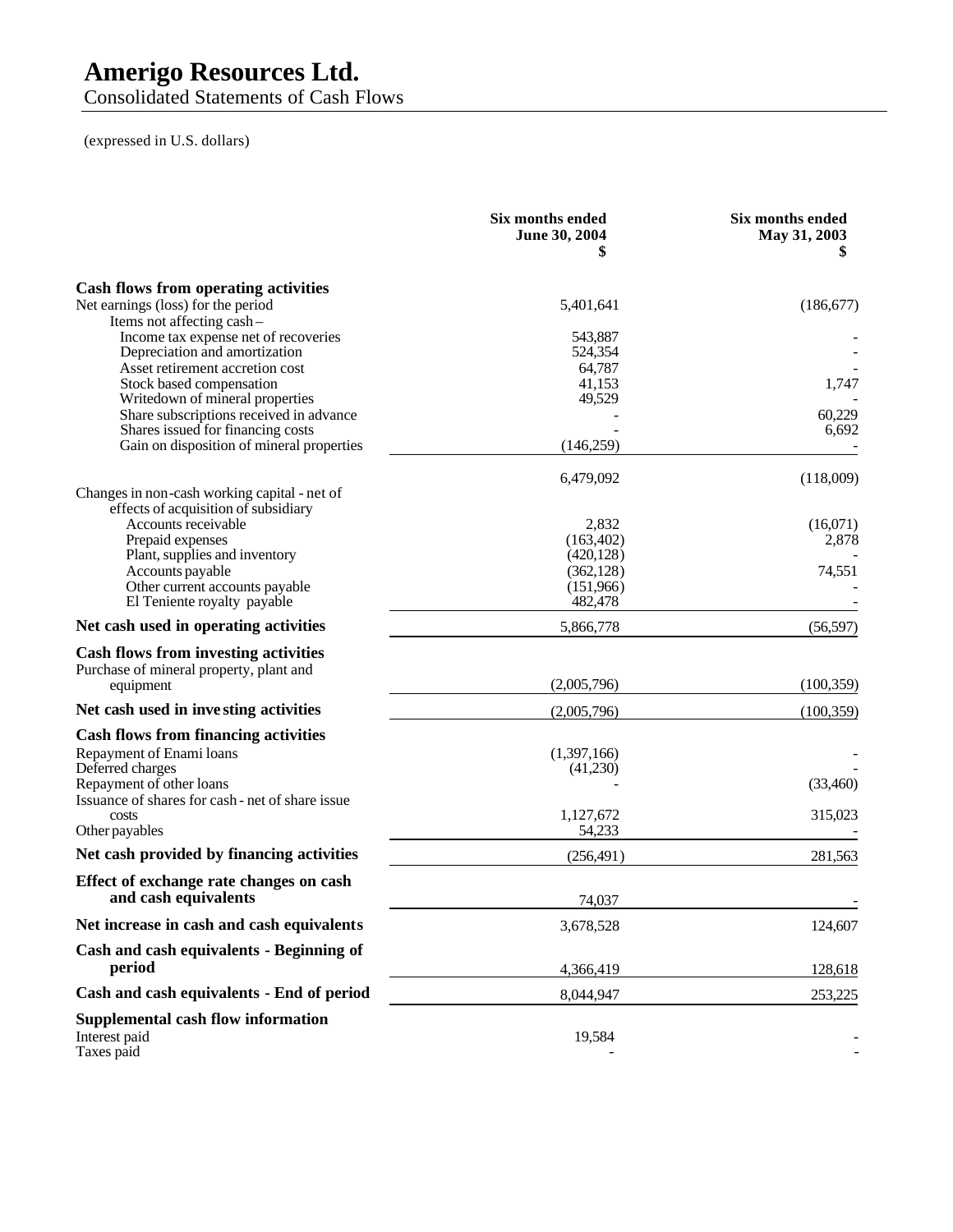# Amerigo Resources Ltd.

Consolidated Statements of Cash Flows

(expressed in U.S. dollars)

| | Six months ended June 30, 2004 $ | Six months ended May 31, 2003 $ |
|---|---|---|
| **Cash flows from operating activities** | | |
| Net earnings (loss) for the period | 5,401,641 | (186,677) |
| Items not affecting cash – | | |
| Income tax expense net of recoveries | 543,887 | - |
| Depreciation and amortization | 524,354 | - |
| Asset retirement accretion cost | 64,787 | - |
| Stock based compensation | 41,153 | 1,747 |
| Writedown of mineral properties | 49,529 | - |
| Share subscriptions received in advance | - | 60,229 |
| Shares issued for financing costs | - | 6,692 |
| Gain on disposition of mineral properties | (146,259) | - |
| | 6,479,092 | (118,009) |
| Changes in non-cash working capital - net of effects of acquisition of subsidiary | | |
| Accounts receivable | 2,832 | (16,071) |
| Prepaid expenses | (163,402) | 2,878 |
| Plant, supplies and inventory | (420,128) | - |
| Accounts payable | (362,128) | 74,551 |
| Other current accounts payable | (151,966) | - |
| El Teniente royalty payable | 482,478 | - |
| **Net cash used in operating activities** | 5,866,778 | (56,597) |
| **Cash flows from investing activities** | | |
| Purchase of mineral property, plant and equipment | (2,005,796) | (100,359) |
| **Net cash used in investing activities** | (2,005,796) | (100,359) |
| **Cash flows from financing activities** | | |
| Repayment of Enami loans | (1,397,166) | - |
| Deferred charges | (41,230) | - |
| Repayment of other loans | - | (33,460) |
| Issuance of shares for cash - net of share issue costs | 1,127,672 | 315,023 |
| Other payables | 54,233 | - |
| **Net cash provided by financing activities** | (256,491) | 281,563 |
| **Effect of exchange rate changes on cash and cash equivalents** | 74,037 | - |
| **Net increase in cash and cash equivalents** | 3,678,528 | 124,607 |
| **Cash and cash equivalents - Beginning of period** | 4,366,419 | 128,618 |
| **Cash and cash equivalents - End of period** | 8,044,947 | 253,225 |
| **Supplemental cash flow information** | | |
| Interest paid | 19,584 | - |
| Taxes paid | - | - |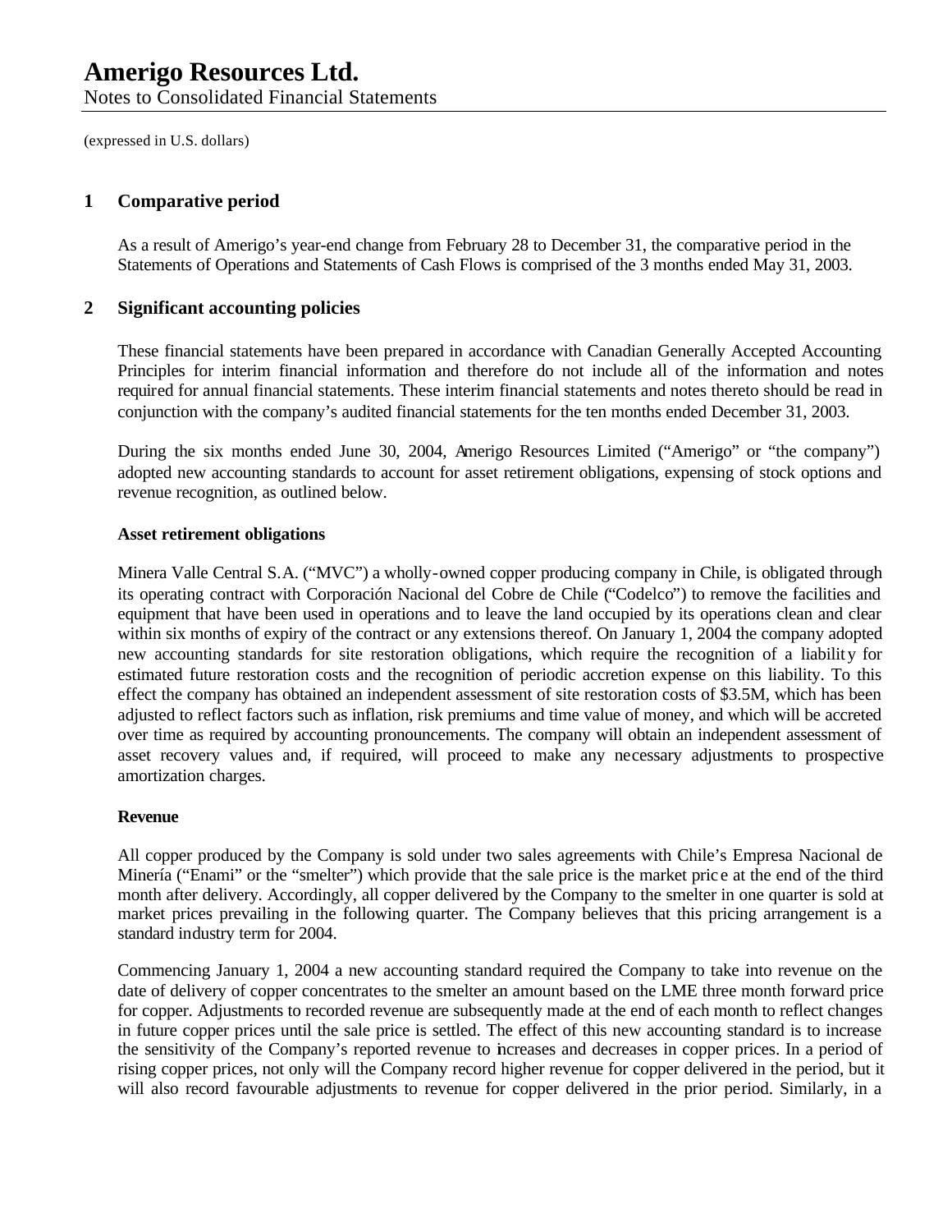# Amerigo Resources Ltd.

Notes to Consolidated Financial Statements

(expressed in U.S. dollars)

## 1 Comparative period

As a result of Amerigo's year-end change from February 28 to December 31, the comparative period in the Statements of Operations and Statements of Cash Flows is comprised of the 3 months ended May 31, 2003.

## 2 Significant accounting policies

These financial statements have been prepared in accordance with Canadian Generally Accepted Accounting Principles for interim financial information and therefore do not include all of the information and notes required for annual financial statements. These interim financial statements and notes thereto should be read in conjunction with the company's audited financial statements for the ten months ended December 31, 2003.

During the six months ended June 30, 2004, Amerigo Resources Limited ("Amerigo" or "the company") adopted new accounting standards to account for asset retirement obligations, expensing of stock options and revenue recognition, as outlined below.

### Asset retirement obligations

Minera Valle Central S.A. ("MVC") a wholly-owned copper producing company in Chile, is obligated through its operating contract with Corporación Nacional del Cobre de Chile ("Codelco") to remove the facilities and equipment that have been used in operations and to leave the land occupied by its operations clean and clear within six months of expiry of the contract or any extensions thereof. On January 1, 2004 the company adopted new accounting standards for site restoration obligations, which require the recognition of a liability for estimated future restoration costs and the recognition of periodic accretion expense on this liability. To this effect the company has obtained an independent assessment of site restoration costs of $3.5M, which has been adjusted to reflect factors such as inflation, risk premiums and time value of money, and which will be accreted over time as required by accounting pronouncements. The company will obtain an independent assessment of asset recovery values and, if required, will proceed to make any necessary adjustments to prospective amortization charges.

### Revenue

All copper produced by the Company is sold under two sales agreements with Chile's Empresa Nacional de Minería ("Enami" or the "smelter") which provide that the sale price is the market price at the end of the third month after delivery. Accordingly, all copper delivered by the Company to the smelter in one quarter is sold at market prices prevailing in the following quarter. The Company believes that this pricing arrangement is a standard industry term for 2004.

Commencing January 1, 2004 a new accounting standard required the Company to take into revenue on the date of delivery of copper concentrates to the smelter an amount based on the LME three month forward price for copper. Adjustments to recorded revenue are subsequently made at the end of each month to reflect changes in future copper prices until the sale price is settled. The effect of this new accounting standard is to increase the sensitivity of the Company's reported revenue to increases and decreases in copper prices. In a period of rising copper prices, not only will the Company record higher revenue for copper delivered in the period, but it will also record favourable adjustments to revenue for copper delivered in the prior period. Similarly, in a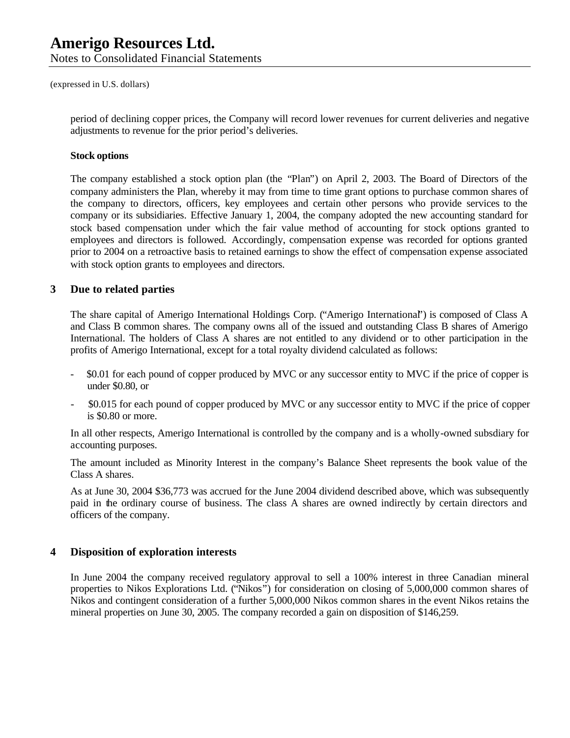(expressed in U.S. dollars)

period of declining copper prices, the Company will record lower revenues for current deliveries and negative adjustments to revenue for the prior period's deliveries.

**Stock options**

The company established a stock option plan (the "Plan") on April 2, 2003. The Board of Directors of the company administers the Plan, whereby it may from time to time grant options to purchase common shares of the company to directors, officers, key employees and certain other persons who provide services to the company or its subsidiaries. Effective January 1, 2004, the company adopted the new accounting standard for stock based compensation under which the fair value method of accounting for stock options granted to employees and directors is followed. Accordingly, compensation expense was recorded for options granted prior to 2004 on a retroactive basis to retained earnings to show the effect of compensation expense associated with stock option grants to employees and directors.

## 3 Due to related parties

The share capital of Amerigo International Holdings Corp. ("Amerigo International") is composed of Class A and Class B common shares. The company owns all of the issued and outstanding Class B shares of Amerigo International. The holders of Class A shares are not entitled to any dividend or to other participation in the profits of Amerigo International, except for a total royalty dividend calculated as follows:

- $0.01 for each pound of copper produced by MVC or any successor entity to MVC if the price of copper is under $0.80, or
- $0.015 for each pound of copper produced by MVC or any successor entity to MVC if the price of copper is $0.80 or more.

In all other respects, Amerigo International is controlled by the company and is a wholly-owned subsdiary for accounting purposes.

The amount included as Minority Interest in the company's Balance Sheet represents the book value of the Class A shares.

As at June 30, 2004 $36,773 was accrued for the June 2004 dividend described above, which was subsequently paid in the ordinary course of business. The class A shares are owned indirectly by certain directors and officers of the company.

## 4 Disposition of exploration interests

In June 2004 the company received regulatory approval to sell a 100% interest in three Canadian mineral properties to Nikos Explorations Ltd. ("Nikos") for consideration on closing of 5,000,000 common shares of Nikos and contingent consideration of a further 5,000,000 Nikos common shares in the event Nikos retains the mineral properties on June 30, 2005. The company recorded a gain on disposition of $146,259.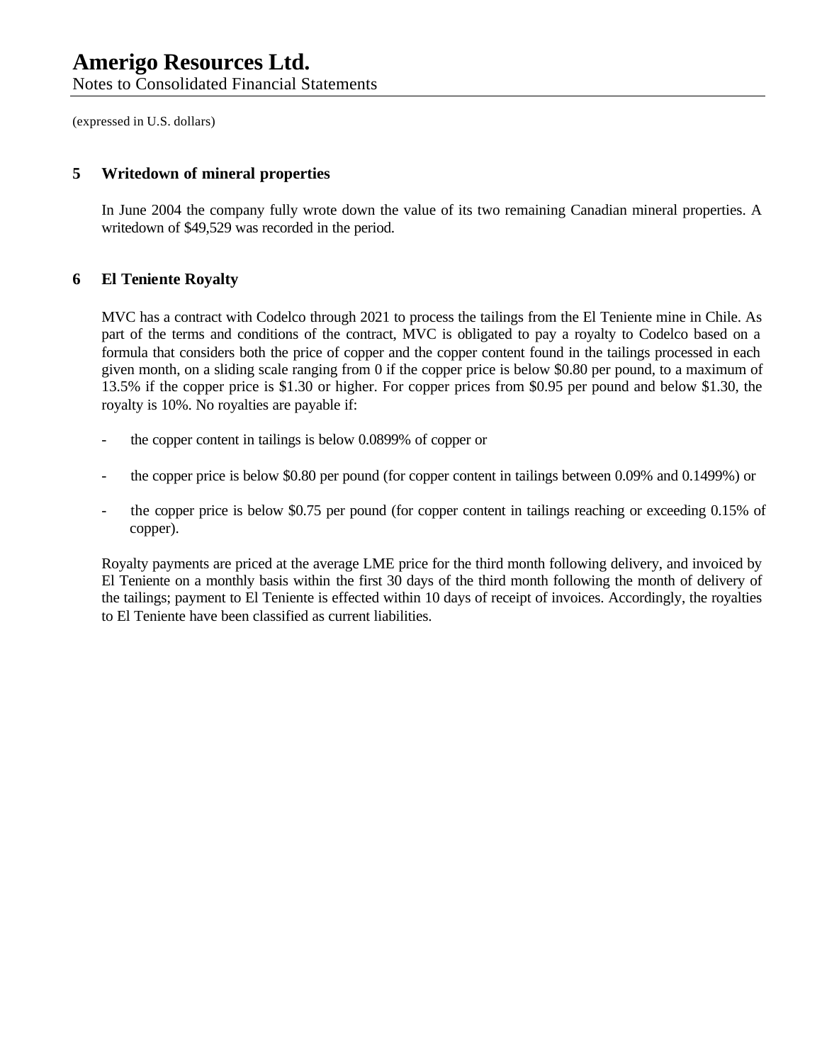(expressed in U.S. dollars)

## 5 Writedown of mineral properties

In June 2004 the company fully wrote down the value of its two remaining Canadian mineral properties. A writedown of $49,529 was recorded in the period.

## 6 El Teniente Royalty

MVC has a contract with Codelco through 2021 to process the tailings from the El Teniente mine in Chile. As part of the terms and conditions of the contract, MVC is obligated to pay a royalty to Codelco based on a formula that considers both the price of copper and the copper content found in the tailings processed in each given month, on a sliding scale ranging from 0 if the copper price is below $0.80 per pound, to a maximum of 13.5% if the copper price is $1.30 or higher. For copper prices from $0.95 per pound and below $1.30, the royalty is 10%. No royalties are payable if:

- the copper content in tailings is below 0.0899% of copper or
- the copper price is below $0.80 per pound (for copper content in tailings between 0.09% and 0.1499%) or
- the copper price is below $0.75 per pound (for copper content in tailings reaching or exceeding 0.15% of copper).

Royalty payments are priced at the average LME price for the third month following delivery, and invoiced by El Teniente on a monthly basis within the first 30 days of the third month following the month of delivery of the tailings; payment to El Teniente is effected within 10 days of receipt of invoices. Accordingly, the royalties to El Teniente have been classified as current liabilities.